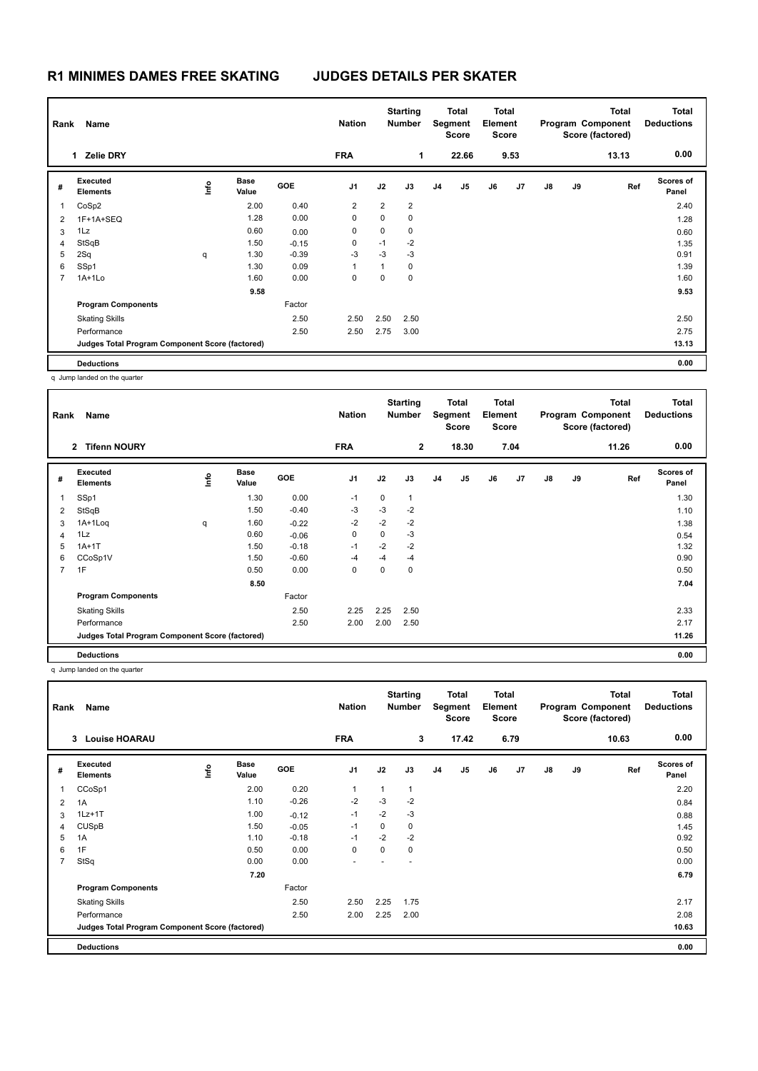# R1 MINIMES DAMES FREE SKATING    JUDGES DETAILS PER SKATER

| Rank | Name | Nation | Starting Number | Total Segment Score | Total Element Score | Total Program Component Score (factored) | Total Deductions |
|---|---|---|---|---|---|---|---|
| 1 | Zelie DRY | FRA | 1 | 22.66 | 9.53 | 13.13 | 0.00 |

| # | Executed Elements | Info | Base Value | GOE | J1 | J2 | J3 | J4 | J5 | J6 | J7 | J8 | J9 | Ref | Scores of Panel |
|---|---|---|---|---|---|---|---|---|---|---|---|---|---|---|---|
| 1 | CoSp2 | | 2.00 | 0.40 | 2 | 2 | 2 | | | | | | | | 2.40 |
| 2 | 1F+1A+SEQ | | 1.28 | 0.00 | 0 | 0 | 0 | | | | | | | | 1.28 |
| 3 | 1Lz | | 0.60 | 0.00 | 0 | 0 | 0 | | | | | | | | 0.60 |
| 4 | StSqB | | 1.50 | -0.15 | 0 | -1 | -2 | | | | | | | | 1.35 |
| 5 | 2Sq | q | 1.30 | -0.39 | -3 | -3 | -3 | | | | | | | | 0.91 |
| 6 | SSp1 | | 1.30 | 0.09 | 1 | 1 | 0 | | | | | | | | 1.39 |
| 7 | 1A+1Lo | | 1.60 | 0.00 | 0 | 0 | 0 | | | | | | | | 1.60 |
| | | | 9.58 | | | | | | | | | | | | 9.53 |
| | **Program Components** | | | Factor | | | | | | | | | | | |
| | Skating Skills | | | 2.50 | 2.50 | 2.50 | 2.50 | | | | | | | | 2.50 |
| | Performance | | | 2.50 | 2.50 | 2.75 | 3.00 | | | | | | | | 2.75 |
| | **Judges Total Program Component Score (factored)** | | | | | | | | | | | | | | 13.13 |
| | **Deductions** | | | | | | | | | | | | | | 0.00 |

q Jump landed on the quarter

| Rank | Name | Nation | Starting Number | Total Segment Score | Total Element Score | Total Program Component Score (factored) | Total Deductions |
|---|---|---|---|---|---|---|---|
| 2 | Tifenn NOURY | FRA | 2 | 18.30 | 7.04 | 11.26 | 0.00 |

| # | Executed Elements | Info | Base Value | GOE | J1 | J2 | J3 | J4 | J5 | J6 | J7 | J8 | J9 | Ref | Scores of Panel |
|---|---|---|---|---|---|---|---|---|---|---|---|---|---|---|---|
| 1 | SSp1 | | 1.30 | 0.00 | -1 | 0 | 1 | | | | | | | | 1.30 |
| 2 | StSqB | | 1.50 | -0.40 | -3 | -3 | -2 | | | | | | | | 1.10 |
| 3 | 1A+1Loq | q | 1.60 | -0.22 | -2 | -2 | -2 | | | | | | | | 1.38 |
| 4 | 1Lz | | 0.60 | -0.06 | 0 | 0 | -3 | | | | | | | | 0.54 |
| 5 | 1A+1T | | 1.50 | -0.18 | -1 | -2 | -2 | | | | | | | | 1.32 |
| 6 | CCoSp1V | | 1.50 | -0.60 | -4 | -4 | -4 | | | | | | | | 0.90 |
| 7 | 1F | | 0.50 | 0.00 | 0 | 0 | 0 | | | | | | | | 0.50 |
| | | | 8.50 | | | | | | | | | | | | 7.04 |
| | **Program Components** | | | Factor | | | | | | | | | | | |
| | Skating Skills | | | 2.50 | 2.25 | 2.25 | 2.50 | | | | | | | | 2.33 |
| | Performance | | | 2.50 | 2.00 | 2.00 | 2.50 | | | | | | | | 2.17 |
| | **Judges Total Program Component Score (factored)** | | | | | | | | | | | | | | 11.26 |
| | **Deductions** | | | | | | | | | | | | | | 0.00 |

q Jump landed on the quarter

| Rank | Name | Nation | Starting Number | Total Segment Score | Total Element Score | Total Program Component Score (factored) | Total Deductions |
|---|---|---|---|---|---|---|---|
| 3 | Louise HOARAU | FRA | 3 | 17.42 | 6.79 | 10.63 | 0.00 |

| # | Executed Elements | Info | Base Value | GOE | J1 | J2 | J3 | J4 | J5 | J6 | J7 | J8 | J9 | Ref | Scores of Panel |
|---|---|---|---|---|---|---|---|---|---|---|---|---|---|---|---|
| 1 | CCoSp1 | | 2.00 | 0.20 | 1 | 1 | 1 | | | | | | | | 2.20 |
| 2 | 1A | | 1.10 | -0.26 | -2 | -3 | -2 | | | | | | | | 0.84 |
| 3 | 1Lz+1T | | 1.00 | -0.12 | -1 | -2 | -3 | | | | | | | | 0.88 |
| 4 | CUSpB | | 1.50 | -0.05 | -1 | 0 | 0 | | | | | | | | 1.45 |
| 5 | 1A | | 1.10 | -0.18 | -1 | -2 | -2 | | | | | | | | 0.92 |
| 6 | 1F | | 0.50 | 0.00 | 0 | 0 | 0 | | | | | | | | 0.50 |
| 7 | StSq | | 0.00 | 0.00 | - | - | - | | | | | | | | 0.00 |
| | | | 7.20 | | | | | | | | | | | | 6.79 |
| | **Program Components** | | | Factor | | | | | | | | | | | |
| | Skating Skills | | | 2.50 | 2.50 | 2.25 | 1.75 | | | | | | | | 2.17 |
| | Performance | | | 2.50 | 2.00 | 2.25 | 2.00 | | | | | | | | 2.08 |
| | **Judges Total Program Component Score (factored)** | | | | | | | | | | | | | | 10.63 |
| | **Deductions** | | | | | | | | | | | | | | 0.00 |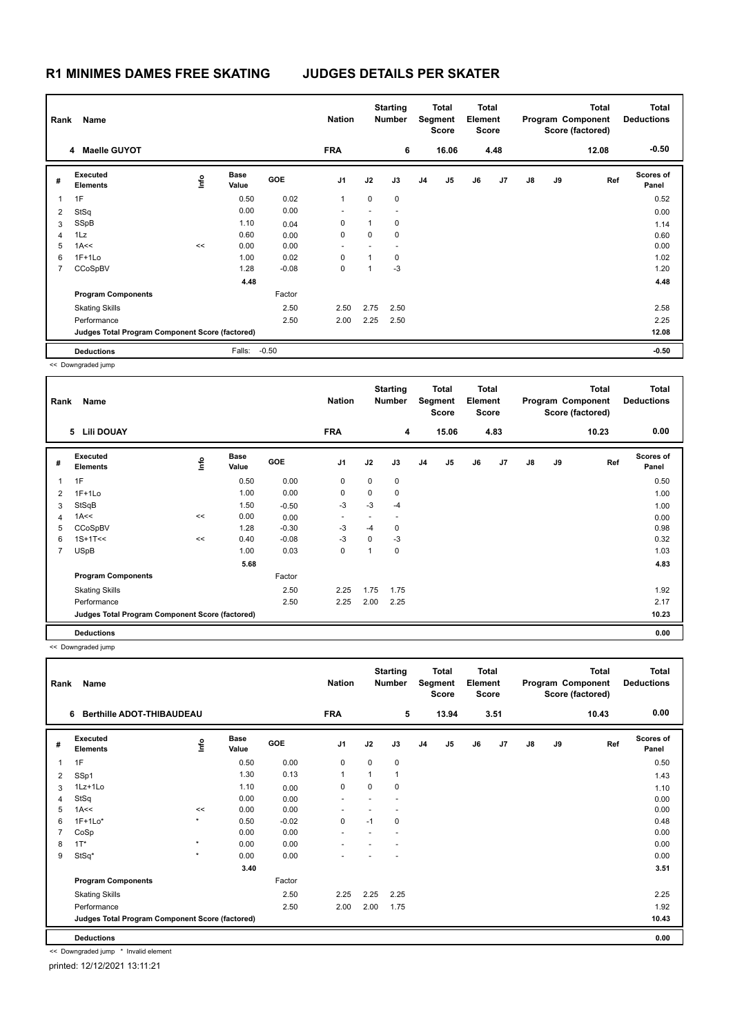# R1 MINIMES DAMES FREE SKATING JUDGES DETAILS PER SKATER

| Rank | Name | Nation | Starting Number | Total Segment Score | Total Element Score | Total Program Component Score (factored) | Total Deductions |
|---|---|---|---|---|---|---|---|
| 4 | Maelle GUYOT | FRA | 6 | 16.06 | 4.48 | 12.08 | -0.50 |

| # | Executed Elements | Info | Base Value | GOE | J1 | J2 | J3 | J4 | J5 | J6 | J7 | J8 | J9 | Ref | Scores of Panel |
|---|---|---|---|---|---|---|---|---|---|---|---|---|---|---|---|
| 1 | 1F | | 0.50 | 0.02 | 1 | 0 | 0 | | | | | | | | 0.52 |
| 2 | StSq | | 0.00 | 0.00 | - | - | - | | | | | | | | 0.00 |
| 3 | SSpB | | 1.10 | 0.04 | 0 | 1 | 0 | | | | | | | | 1.14 |
| 4 | 1Lz | | 0.60 | 0.00 | 0 | 0 | 0 | | | | | | | | 0.60 |
| 5 | 1A<< | << | 0.00 | 0.00 | - | - | - | | | | | | | | 0.00 |
| 6 | 1F+1Lo | | 1.00 | 0.02 | 0 | 1 | 0 | | | | | | | | 1.02 |
| 7 | CCoSpBV | | 1.28 | -0.08 | 0 | 1 | -3 | | | | | | | | 1.20 |
| | | | 4.48 | | | | | | | | | | | | 4.48 |
| | **Program Components** | | | Factor | | | | | | | | | | | |
| | Skating Skills | | | 2.50 | 2.50 | 2.75 | 2.50 | | | | | | | | 2.58 |
| | Performance | | | 2.50 | 2.00 | 2.25 | 2.50 | | | | | | | | 2.25 |
| | **Judges Total Program Component Score (factored)** | | | | | | | | | | | | | | 12.08 |
| | **Deductions** | | Falls: | -0.50 | | | | | | | | | | | -0.50 |

<< Downgraded jump

| Rank | Name | Nation | Starting Number | Total Segment Score | Total Element Score | Total Program Component Score (factored) | Total Deductions |
|---|---|---|---|---|---|---|---|
| 5 | Lili DOUAY | FRA | 4 | 15.06 | 4.83 | 10.23 | 0.00 |

| # | Executed Elements | Info | Base Value | GOE | J1 | J2 | J3 | J4 | J5 | J6 | J7 | J8 | J9 | Ref | Scores of Panel |
|---|---|---|---|---|---|---|---|---|---|---|---|---|---|---|---|
| 1 | 1F | | 0.50 | 0.00 | 0 | 0 | 0 | | | | | | | | 0.50 |
| 2 | 1F+1Lo | | 1.00 | 0.00 | 0 | 0 | 0 | | | | | | | | 1.00 |
| 3 | StSqB | | 1.50 | -0.50 | -3 | -3 | -4 | | | | | | | | 1.00 |
| 4 | 1A<< | << | 0.00 | 0.00 | - | - | - | | | | | | | | 0.00 |
| 5 | CCoSpBV | | 1.28 | -0.30 | -3 | -4 | 0 | | | | | | | | 0.98 |
| 6 | 1S+1T<< | << | 0.40 | -0.08 | -3 | 0 | -3 | | | | | | | | 0.32 |
| 7 | USpB | | 1.00 | 0.03 | 0 | 1 | 0 | | | | | | | | 1.03 |
| | | | 5.68 | | | | | | | | | | | | 4.83 |
| | **Program Components** | | | Factor | | | | | | | | | | | |
| | Skating Skills | | | 2.50 | 2.25 | 1.75 | 1.75 | | | | | | | | 1.92 |
| | Performance | | | 2.50 | 2.25 | 2.00 | 2.25 | | | | | | | | 2.17 |
| | **Judges Total Program Component Score (factored)** | | | | | | | | | | | | | | 10.23 |
| | **Deductions** | | | | | | | | | | | | | | 0.00 |

<< Downgraded jump

| Rank | Name | Nation | Starting Number | Total Segment Score | Total Element Score | Total Program Component Score (factored) | Total Deductions |
|---|---|---|---|---|---|---|---|
| 6 | Berthille ADOT-THIBAUDEAU | FRA | 5 | 13.94 | 3.51 | 10.43 | 0.00 |

| # | Executed Elements | Info | Base Value | GOE | J1 | J2 | J3 | J4 | J5 | J6 | J7 | J8 | J9 | Ref | Scores of Panel |
|---|---|---|---|---|---|---|---|---|---|---|---|---|---|---|---|
| 1 | 1F | | 0.50 | 0.00 | 0 | 0 | 0 | | | | | | | | 0.50 |
| 2 | SSp1 | | 1.30 | 0.13 | 1 | 1 | 1 | | | | | | | | 1.43 |
| 3 | 1Lz+1Lo | | 1.10 | 0.00 | 0 | 0 | 0 | | | | | | | | 1.10 |
| 4 | StSq | | 0.00 | 0.00 | - | - | - | | | | | | | | 0.00 |
| 5 | 1A<< | << | 0.00 | 0.00 | - | - | - | | | | | | | | 0.00 |
| 6 | 1F+1Lo* | * | 0.50 | -0.02 | 0 | -1 | 0 | | | | | | | | 0.48 |
| 7 | CoSp | | 0.00 | 0.00 | - | - | - | | | | | | | | 0.00 |
| 8 | 1T* | * | 0.00 | 0.00 | - | - | - | | | | | | | | 0.00 |
| 9 | StSq* | * | 0.00 | 0.00 | - | - | - | | | | | | | | 0.00 |
| | | | 3.40 | | | | | | | | | | | | 3.51 |
| | **Program Components** | | | Factor | | | | | | | | | | | |
| | Skating Skills | | | 2.50 | 2.25 | 2.25 | 2.25 | | | | | | | | 2.25 |
| | Performance | | | 2.50 | 2.00 | 2.00 | 1.75 | | | | | | | | 1.92 |
| | **Judges Total Program Component Score (factored)** | | | | | | | | | | | | | | 10.43 |
| | **Deductions** | | | | | | | | | | | | | | 0.00 |

<< Downgraded jump * Invalid element

printed: 12/12/2021 13:11:21